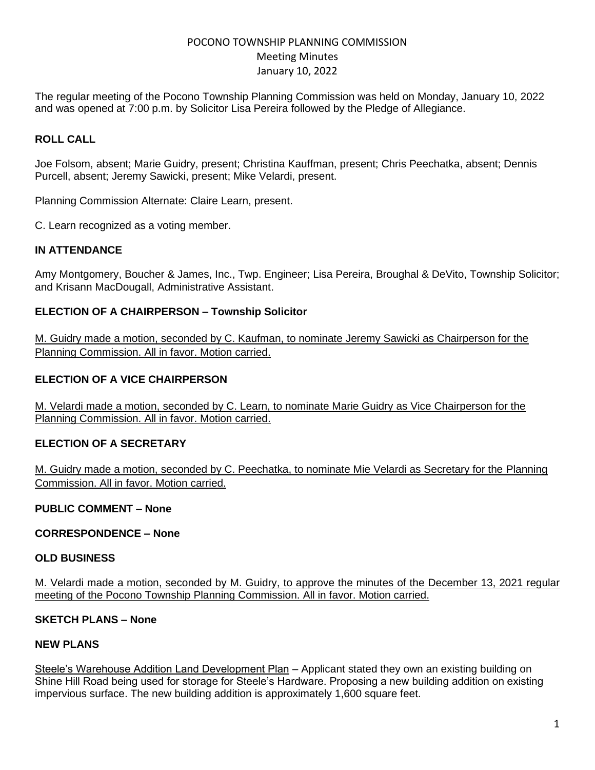# POCONO TOWNSHIP PLANNING COMMISSION
## Meeting Minutes
## January 10, 2022

The regular meeting of the Pocono Township Planning Commission was held on Monday, January 10, 2022 and was opened at 7:00 p.m. by Solicitor Lisa Pereira followed by the Pledge of Allegiance.

### ROLL CALL

Joe Folsom, absent; Marie Guidry, present; Christina Kauffman, present; Chris Peechatka, absent; Dennis Purcell, absent; Jeremy Sawicki, present; Mike Velardi, present.

Planning Commission Alternate: Claire Learn, present.

C. Learn recognized as a voting member.

### IN ATTENDANCE

Amy Montgomery, Boucher & James, Inc., Twp. Engineer; Lisa Pereira, Broughal & DeVito, Township Solicitor; and Krisann MacDougall, Administrative Assistant.

### ELECTION OF A CHAIRPERSON – Township Solicitor

M. Guidry made a motion, seconded by C. Kaufman, to nominate Jeremy Sawicki as Chairperson for the Planning Commission. All in favor. Motion carried.

### ELECTION OF A VICE CHAIRPERSON

M. Velardi made a motion, seconded by C. Learn, to nominate Marie Guidry as Vice Chairperson for the Planning Commission. All in favor. Motion carried.

### ELECTION OF A SECRETARY

M. Guidry made a motion, seconded by C. Peechatka, to nominate Mie Velardi as Secretary for the Planning Commission. All in favor. Motion carried.

### PUBLIC COMMENT – None

### CORRESPONDENCE – None

### OLD BUSINESS

M. Velardi made a motion, seconded by M. Guidry, to approve the minutes of the December 13, 2021 regular meeting of the Pocono Township Planning Commission. All in favor. Motion carried.

### SKETCH PLANS – None

### NEW PLANS

Steele's Warehouse Addition Land Development Plan – Applicant stated they own an existing building on Shine Hill Road being used for storage for Steele's Hardware. Proposing a new building addition on existing impervious surface. The new building addition is approximately 1,600 square feet.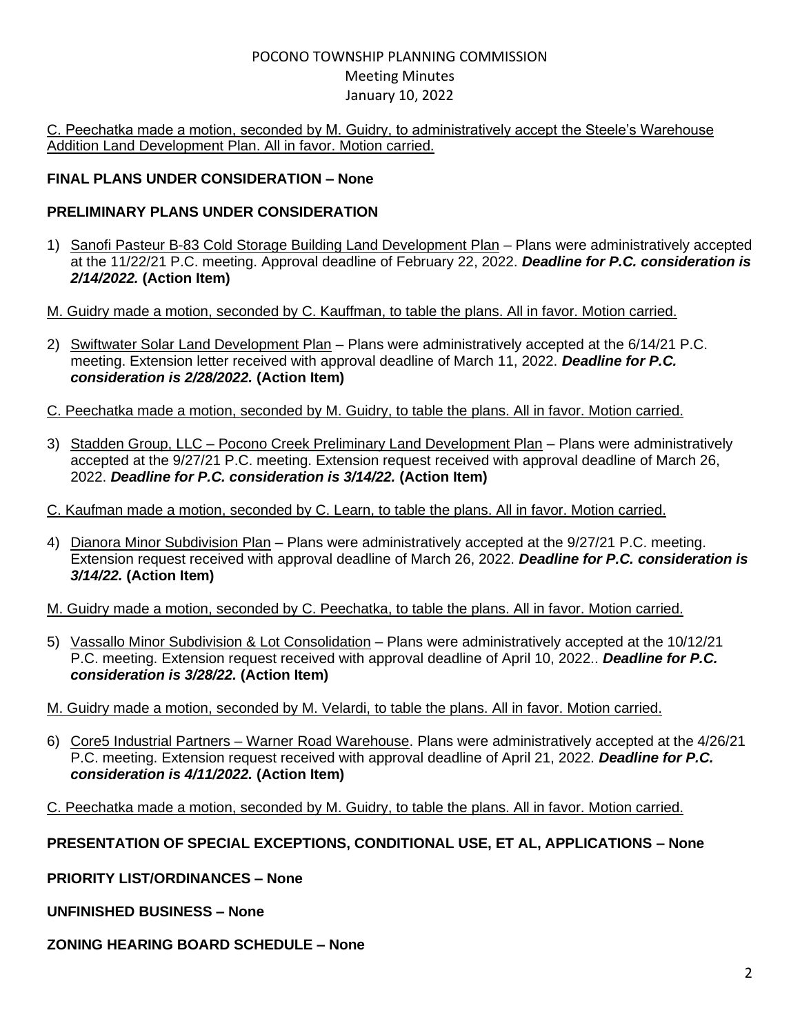POCONO TOWNSHIP PLANNING COMMISSION
Meeting Minutes
January 10, 2022

C. Peechatka made a motion, seconded by M. Guidry, to administratively accept the Steele's Warehouse Addition Land Development Plan. All in favor. Motion carried.

**FINAL PLANS UNDER CONSIDERATION – None**

**PRELIMINARY PLANS UNDER CONSIDERATION**

1) Sanofi Pasteur B-83 Cold Storage Building Land Development Plan – Plans were administratively accepted at the 11/22/21 P.C. meeting. Approval deadline of February 22, 2022. ***Deadline for P.C. consideration is 2/14/2022.*** **(Action Item)**

M. Guidry made a motion, seconded by C. Kauffman, to table the plans. All in favor. Motion carried.

2) Swiftwater Solar Land Development Plan – Plans were administratively accepted at the 6/14/21 P.C. meeting. Extension letter received with approval deadline of March 11, 2022. ***Deadline for P.C. consideration is 2/28/2022.*** **(Action Item)**

C. Peechatka made a motion, seconded by M. Guidry, to table the plans. All in favor. Motion carried.

3) Stadden Group, LLC – Pocono Creek Preliminary Land Development Plan – Plans were administratively accepted at the 9/27/21 P.C. meeting. Extension request received with approval deadline of March 26, 2022. ***Deadline for P.C. consideration is 3/14/22.*** **(Action Item)**

C. Kaufman made a motion, seconded by C. Learn, to table the plans. All in favor. Motion carried.

4) Dianora Minor Subdivision Plan – Plans were administratively accepted at the 9/27/21 P.C. meeting. Extension request received with approval deadline of March 26, 2022. ***Deadline for P.C. consideration is 3/14/22.*** **(Action Item)**

M. Guidry made a motion, seconded by C. Peechatka, to table the plans. All in favor. Motion carried.

5) Vassallo Minor Subdivision & Lot Consolidation – Plans were administratively accepted at the 10/12/21 P.C. meeting. Extension request received with approval deadline of April 10, 2022.. ***Deadline for P.C. consideration is 3/28/22.*** **(Action Item)**

M. Guidry made a motion, seconded by M. Velardi, to table the plans. All in favor. Motion carried.

6) Core5 Industrial Partners – Warner Road Warehouse. Plans were administratively accepted at the 4/26/21 P.C. meeting. Extension request received with approval deadline of April 21, 2022. ***Deadline for P.C. consideration is 4/11/2022.*** **(Action Item)**

C. Peechatka made a motion, seconded by M. Guidry, to table the plans. All in favor. Motion carried.

**PRESENTATION OF SPECIAL EXCEPTIONS, CONDITIONAL USE, ET AL, APPLICATIONS – None**

**PRIORITY LIST/ORDINANCES – None**

**UNFINISHED BUSINESS – None**

**ZONING HEARING BOARD SCHEDULE – None**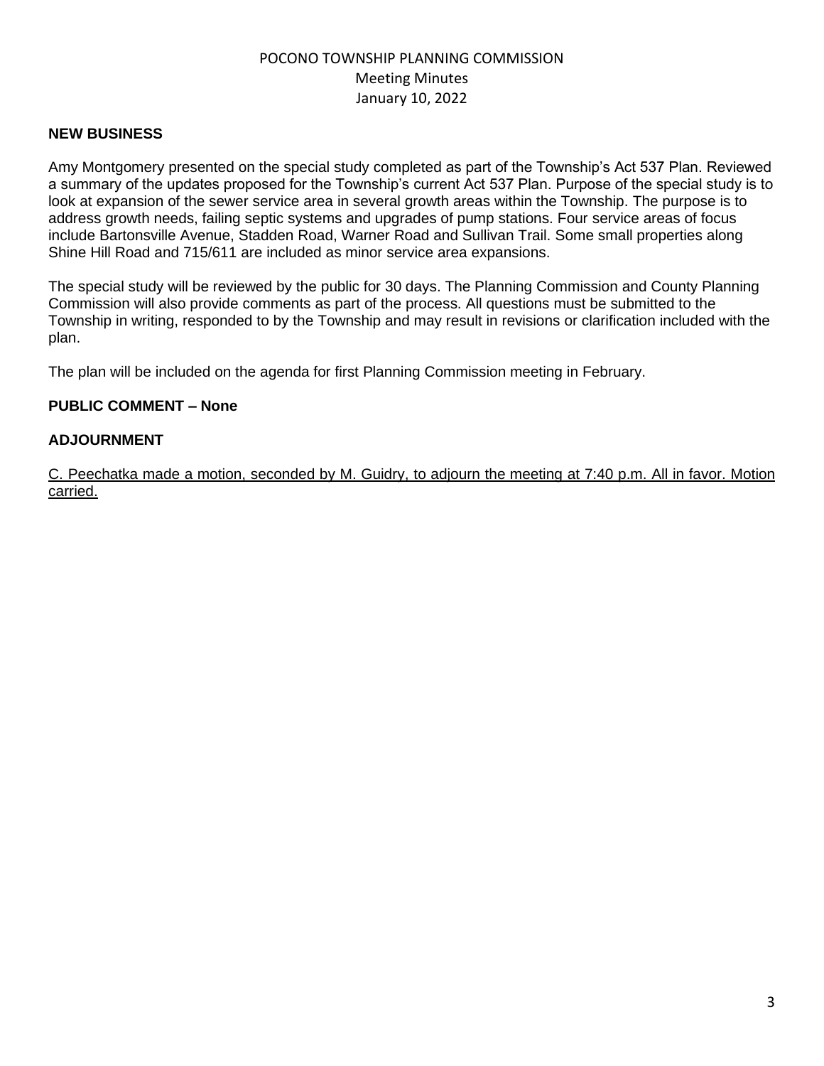POCONO TOWNSHIP PLANNING COMMISSION
Meeting Minutes
January 10, 2022

## NEW BUSINESS

Amy Montgomery presented on the special study completed as part of the Township's Act 537 Plan. Reviewed a summary of the updates proposed for the Township's current Act 537 Plan. Purpose of the special study is to look at expansion of the sewer service area in several growth areas within the Township. The purpose is to address growth needs, failing septic systems and upgrades of pump stations. Four service areas of focus include Bartonsville Avenue, Stadden Road, Warner Road and Sullivan Trail. Some small properties along Shine Hill Road and 715/611 are included as minor service area expansions.

The special study will be reviewed by the public for 30 days. The Planning Commission and County Planning Commission will also provide comments as part of the process. All questions must be submitted to the Township in writing, responded to by the Township and may result in revisions or clarification included with the plan.

The plan will be included on the agenda for first Planning Commission meeting in February.

## PUBLIC COMMENT – None

## ADJOURNMENT

C. Peechatka made a motion, seconded by M. Guidry, to adjourn the meeting at 7:40 p.m. All in favor. Motion carried.